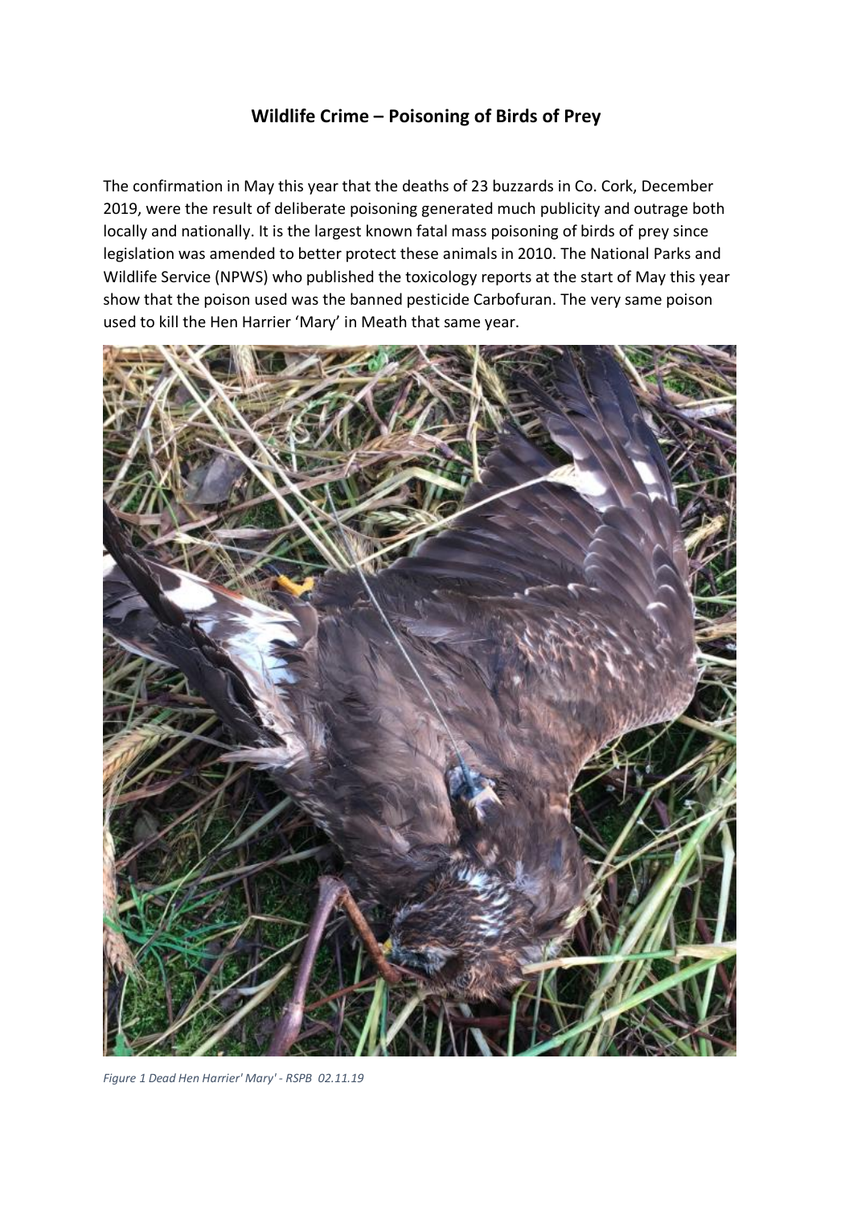# Wildlife Crime – Poisoning of Birds of Prey

The confirmation in May this year that the deaths of 23 buzzards in Co. Cork, December 2019, were the result of deliberate poisoning generated much publicity and outrage both locally and nationally. It is the largest known fatal mass poisoning of birds of prey since legislation was amended to better protect these animals in 2010. The National Parks and Wildlife Service (NPWS) who published the toxicology reports at the start of May this year show that the poison used was the banned pesticide Carbofuran. The very same poison used to kill the Hen Harrier 'Mary' in Meath that same year.

*Figure 1 Dead Hen Harrier' Mary' - RSPB 02.11.19*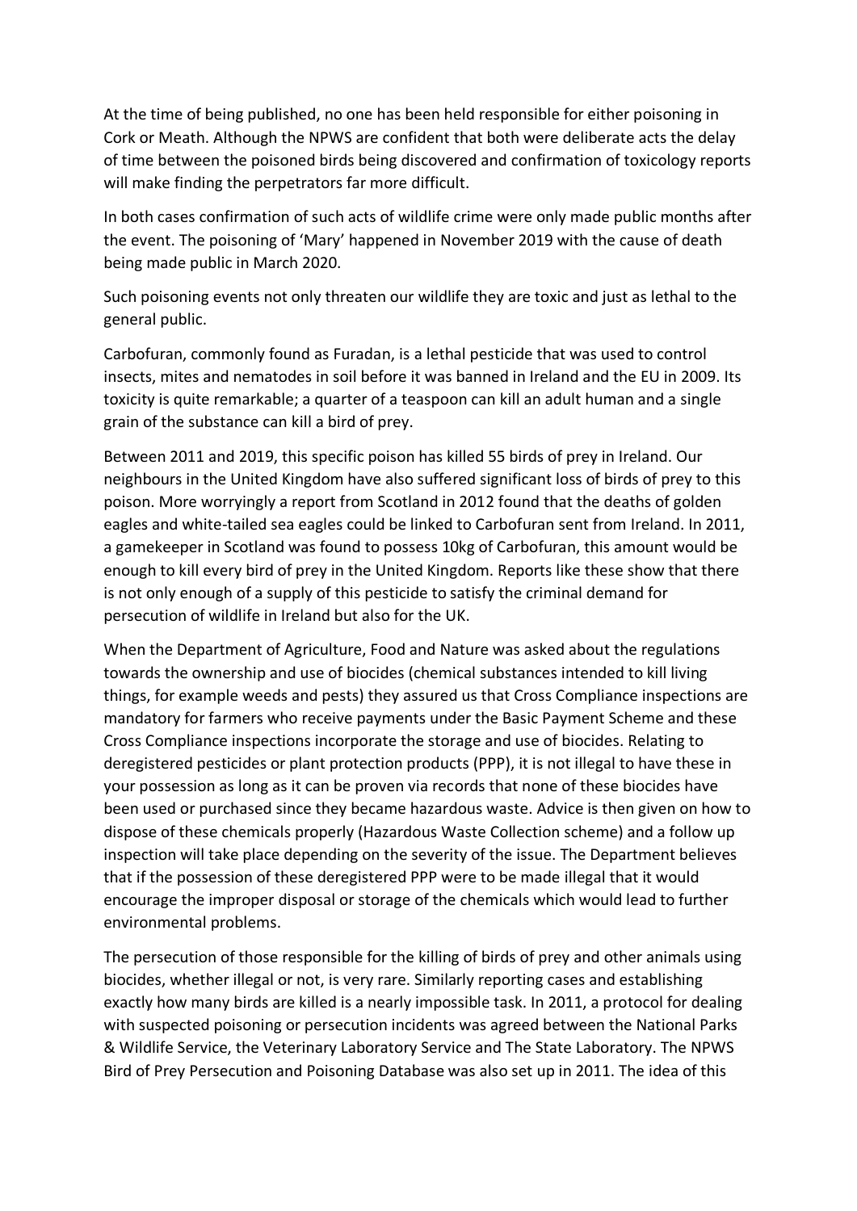At the time of being published, no one has been held responsible for either poisoning in Cork or Meath. Although the NPWS are confident that both were deliberate acts the delay of time between the poisoned birds being discovered and confirmation of toxicology reports will make finding the perpetrators far more difficult.

In both cases confirmation of such acts of wildlife crime were only made public months after the event. The poisoning of 'Mary' happened in November 2019 with the cause of death being made public in March 2020.

Such poisoning events not only threaten our wildlife they are toxic and just as lethal to the general public.

Carbofuran, commonly found as Furadan, is a lethal pesticide that was used to control insects, mites and nematodes in soil before it was banned in Ireland and the EU in 2009. Its toxicity is quite remarkable; a quarter of a teaspoon can kill an adult human and a single grain of the substance can kill a bird of prey.

Between 2011 and 2019, this specific poison has killed 55 birds of prey in Ireland. Our neighbours in the United Kingdom have also suffered significant loss of birds of prey to this poison. More worryingly a report from Scotland in 2012 found that the deaths of golden eagles and white-tailed sea eagles could be linked to Carbofuran sent from Ireland. In 2011, a gamekeeper in Scotland was found to possess 10kg of Carbofuran, this amount would be enough to kill every bird of prey in the United Kingdom. Reports like these show that there is not only enough of a supply of this pesticide to satisfy the criminal demand for persecution of wildlife in Ireland but also for the UK.

When the Department of Agriculture, Food and Nature was asked about the regulations towards the ownership and use of biocides (chemical substances intended to kill living things, for example weeds and pests) they assured us that Cross Compliance inspections are mandatory for farmers who receive payments under the Basic Payment Scheme and these Cross Compliance inspections incorporate the storage and use of biocides. Relating to deregistered pesticides or plant protection products (PPP), it is not illegal to have these in your possession as long as it can be proven via records that none of these biocides have been used or purchased since they became hazardous waste. Advice is then given on how to dispose of these chemicals properly (Hazardous Waste Collection scheme) and a follow up inspection will take place depending on the severity of the issue. The Department believes that if the possession of these deregistered PPP were to be made illegal that it would encourage the improper disposal or storage of the chemicals which would lead to further environmental problems.

The persecution of those responsible for the killing of birds of prey and other animals using biocides, whether illegal or not, is very rare. Similarly reporting cases and establishing exactly how many birds are killed is a nearly impossible task. In 2011, a protocol for dealing with suspected poisoning or persecution incidents was agreed between the National Parks & Wildlife Service, the Veterinary Laboratory Service and The State Laboratory. The NPWS Bird of Prey Persecution and Poisoning Database was also set up in 2011. The idea of this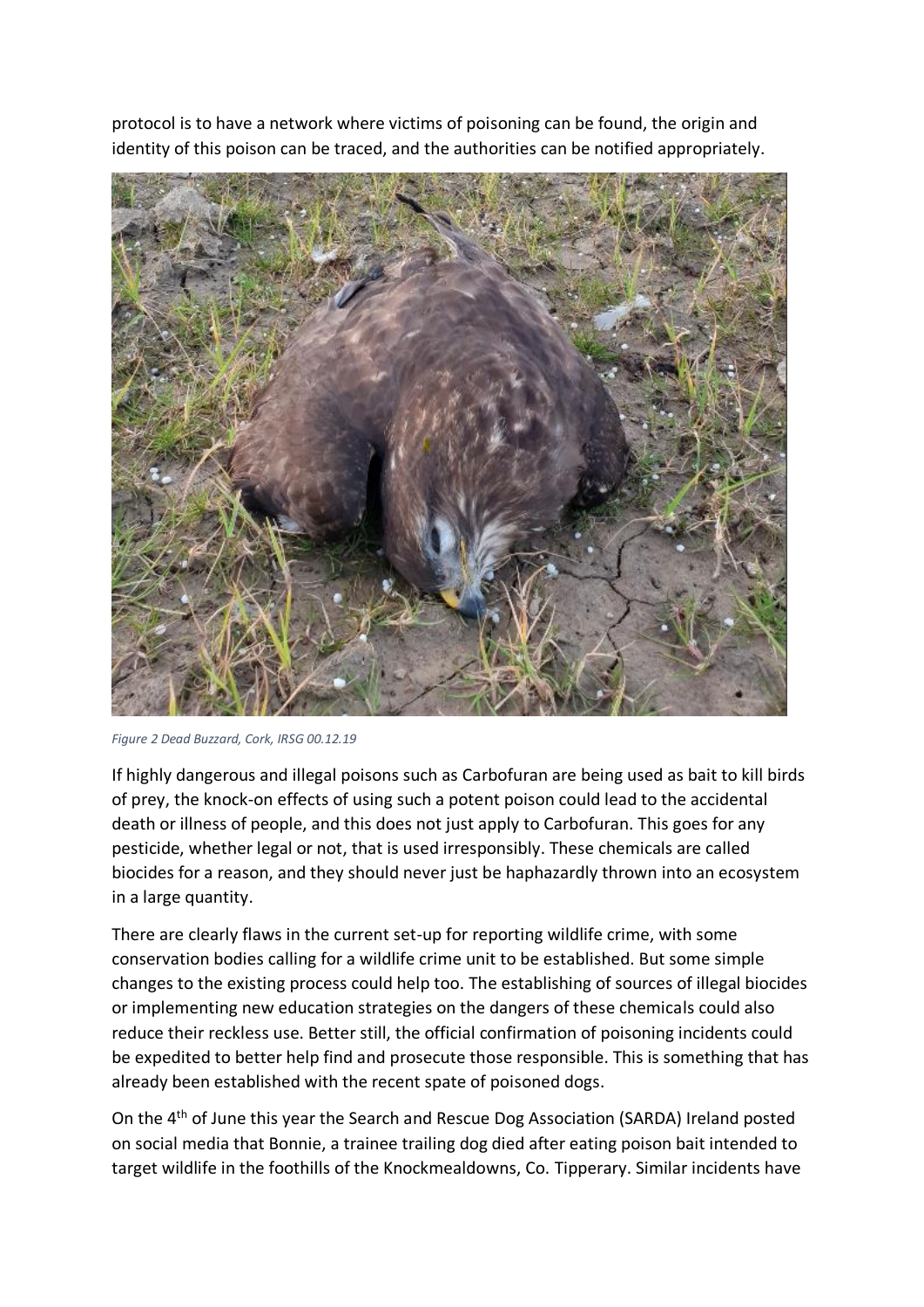protocol is to have a network where victims of poisoning can be found, the origin and identity of this poison can be traced, and the authorities can be notified appropriately.

*Figure 2 Dead Buzzard, Cork, IRSG 00.12.19*

If highly dangerous and illegal poisons such as Carbofuran are being used as bait to kill birds of prey, the knock-on effects of using such a potent poison could lead to the accidental death or illness of people, and this does not just apply to Carbofuran. This goes for any pesticide, whether legal or not, that is used irresponsibly. These chemicals are called biocides for a reason, and they should never just be haphazardly thrown into an ecosystem in a large quantity.

There are clearly flaws in the current set-up for reporting wildlife crime, with some conservation bodies calling for a wildlife crime unit to be established. But some simple changes to the existing process could help too. The establishing of sources of illegal biocides or implementing new education strategies on the dangers of these chemicals could also reduce their reckless use. Better still, the official confirmation of poisoning incidents could be expedited to better help find and prosecute those responsible. This is something that has already been established with the recent spate of poisoned dogs.

On the 4th of June this year the Search and Rescue Dog Association (SARDA) Ireland posted on social media that Bonnie, a trainee trailing dog died after eating poison bait intended to target wildlife in the foothills of the Knockmealdowns, Co. Tipperary. Similar incidents have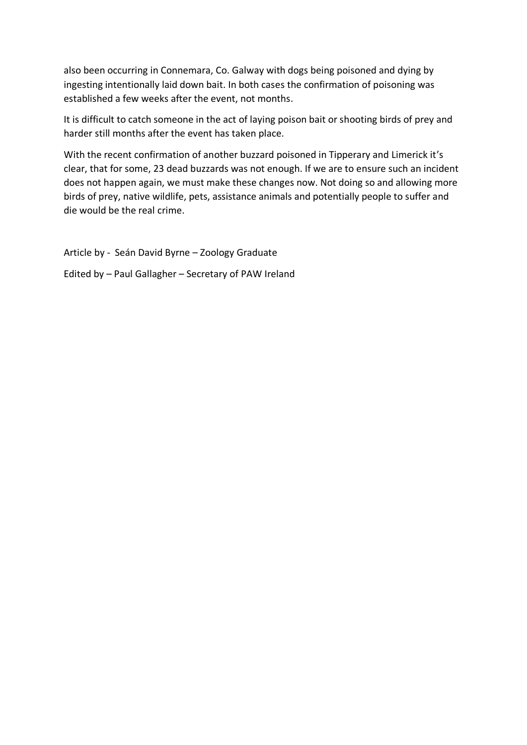also been occurring in Connemara, Co. Galway with dogs being poisoned and dying by ingesting intentionally laid down bait. In both cases the confirmation of poisoning was established a few weeks after the event, not months.

It is difficult to catch someone in the act of laying poison bait or shooting birds of prey and harder still months after the event has taken place.

With the recent confirmation of another buzzard poisoned in Tipperary and Limerick it's clear, that for some, 23 dead buzzards was not enough. If we are to ensure such an incident does not happen again, we must make these changes now. Not doing so and allowing more birds of prey, native wildlife, pets, assistance animals and potentially people to suffer and die would be the real crime.

Article by - Seán David Byrne – Zoology Graduate

Edited by – Paul Gallagher – Secretary of PAW Ireland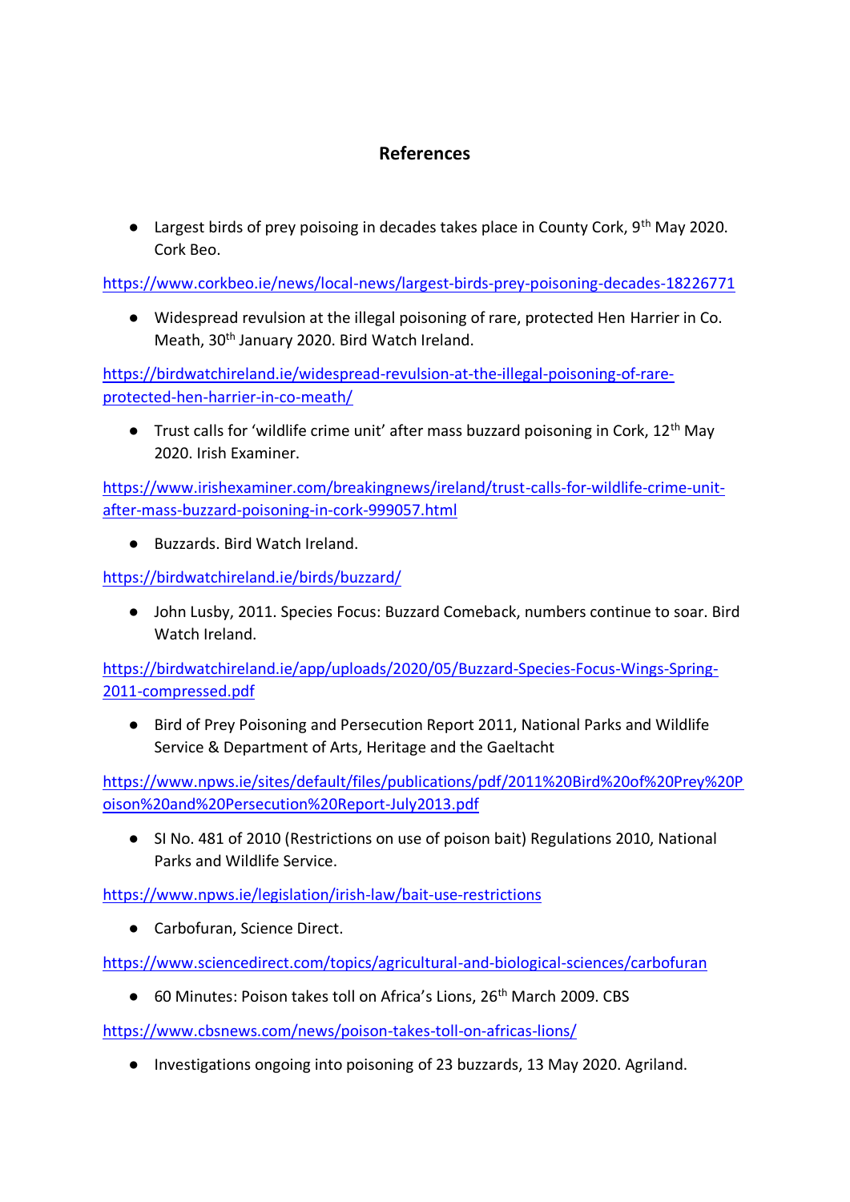## References

- Largest birds of prey poisoing in decades takes place in County Cork, 9th May 2020. Cork Beo.

https://www.corkbeo.ie/news/local-news/largest-birds-prey-poisoning-decades-18226771

- Widespread revulsion at the illegal poisoning of rare, protected Hen Harrier in Co. Meath, 30th January 2020. Bird Watch Ireland.

https://birdwatchireland.ie/widespread-revulsion-at-the-illegal-poisoning-of-rare-protected-hen-harrier-in-co-meath/

- Trust calls for 'wildlife crime unit' after mass buzzard poisoning in Cork, 12th May 2020. Irish Examiner.

https://www.irishexaminer.com/breakingnews/ireland/trust-calls-for-wildlife-crime-unit-after-mass-buzzard-poisoning-in-cork-999057.html

- Buzzards. Bird Watch Ireland.

https://birdwatchireland.ie/birds/buzzard/

- John Lusby, 2011. Species Focus: Buzzard Comeback, numbers continue to soar. Bird Watch Ireland.

https://birdwatchireland.ie/app/uploads/2020/05/Buzzard-Species-Focus-Wings-Spring-2011-compressed.pdf

- Bird of Prey Poisoning and Persecution Report 2011, National Parks and Wildlife Service & Department of Arts, Heritage and the Gaeltacht

https://www.npws.ie/sites/default/files/publications/pdf/2011%20Bird%20of%20Prey%20Poison%20and%20Persecution%20Report-July2013.pdf

- SI No. 481 of 2010 (Restrictions on use of poison bait) Regulations 2010, National Parks and Wildlife Service.

https://www.npws.ie/legislation/irish-law/bait-use-restrictions

- Carbofuran, Science Direct.

https://www.sciencedirect.com/topics/agricultural-and-biological-sciences/carbofuran

- 60 Minutes: Poison takes toll on Africa's Lions, 26th March 2009. CBS

https://www.cbsnews.com/news/poison-takes-toll-on-africas-lions/

- Investigations ongoing into poisoning of 23 buzzards, 13 May 2020. Agriland.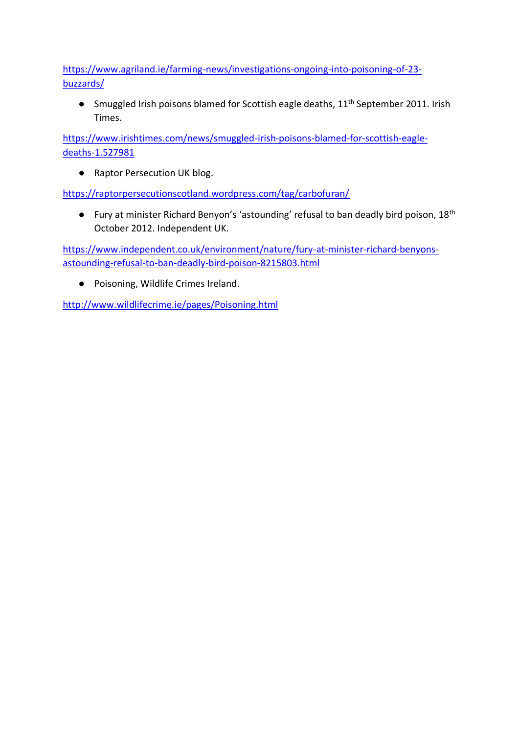https://www.agriland.ie/farming-news/investigations-ongoing-into-poisoning-of-23-buzzards/

- Smuggled Irish poisons blamed for Scottish eagle deaths, 11th September 2011. Irish Times.

https://www.irishtimes.com/news/smuggled-irish-poisons-blamed-for-scottish-eagle-deaths-1.527981

- Raptor Persecution UK blog.

https://raptorpersecutionscotland.wordpress.com/tag/carbofuran/

- Fury at minister Richard Benyon's 'astounding' refusal to ban deadly bird poison, 18th October 2012. Independent UK.

https://www.independent.co.uk/environment/nature/fury-at-minister-richard-benyons-astounding-refusal-to-ban-deadly-bird-poison-8215803.html

- Poisoning, Wildlife Crimes Ireland.

http://www.wildlifecrime.ie/pages/Poisoning.html